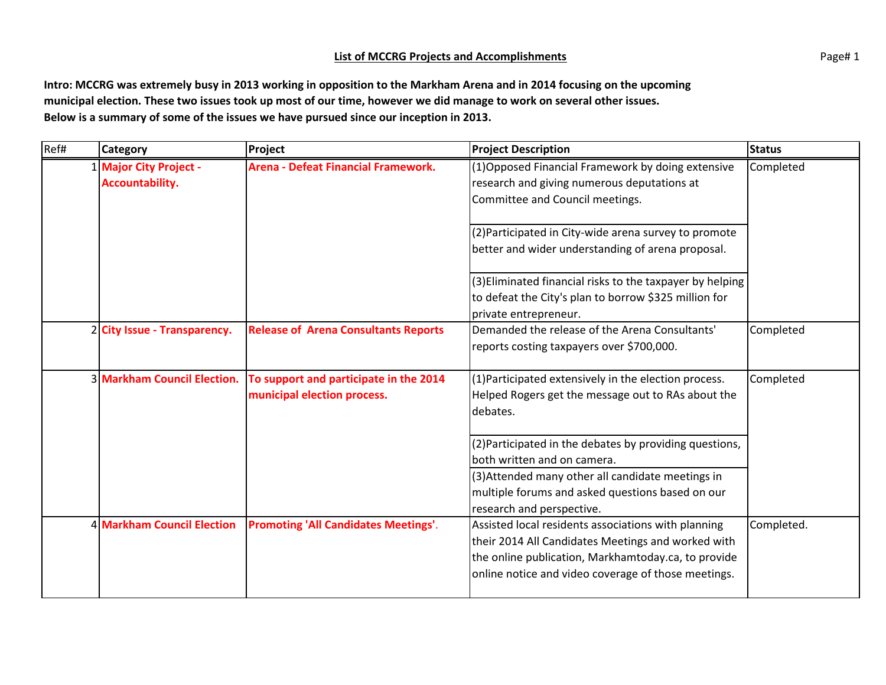## List of MCCRG Projects and Accomplishments

**Intro: MCCRG was extremely busy in 2013 working in opposition to the Markham Arena and in 2014 focusing on the upcoming municipal election. These two issues took up most of our time, however we did manage to work on several other issues. Below is a summary of some of the issues we have pursued since our inception in 2013.**

| Ref# | Category | Project | Project Description | Status |
|---|---|---|---|---|
| 1 | **Major City Project - Accountability.** | **Arena - Defeat Financial Framework.** | (1)Opposed Financial Framework by doing extensive research and giving numerous deputations at Committee and Council meetings. | Completed |
| | | | (2)Participated in City-wide arena survey to promote better and wider understanding of arena proposal. | |
| | | | (3)Eliminated financial risks to the taxpayer by helping to defeat the City's plan to borrow $325 million for private entrepreneur. | |
| 2 | **City Issue - Transparency.** | **Release of Arena Consultants Reports** | Demanded the release of the Arena Consultants' reports costing taxpayers over $700,000. | Completed |
| 3 | **Markham Council Election.** | **To support and participate in the 2014 municipal election process.** | (1)Participated extensively in the election process. Helped Rogers get the message out to RAs about the debates. | Completed |
| | | | (2)Participated in the debates by providing questions, both written and on camera. | |
| | | | (3)Attended many other all candidate meetings in multiple forums and asked questions based on our research and perspective. | |
| 4 | **Markham Council Election** | **Promoting 'All Candidates Meetings'**. | Assisted local residents associations with planning their 2014 All Candidates Meetings and worked with the online publication, Markhamtoday.ca, to provide online notice and video coverage of those meetings. | Completed. |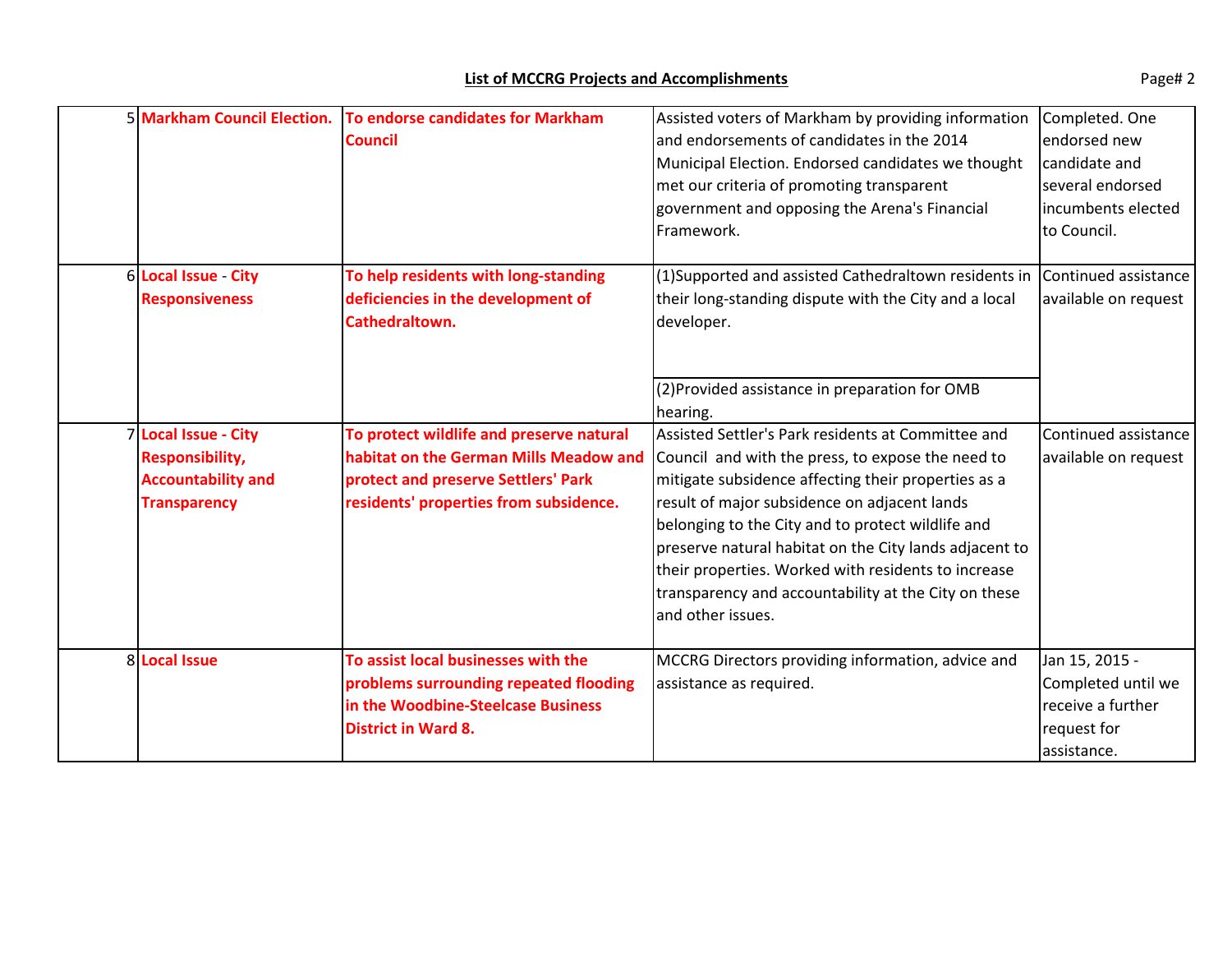## List of MCCRG Projects and Accomplishments

| # | Project | Objective | Actions | Status |
|---|---|---|---|---|
| 5 | **Markham Council Election.** | **To endorse candidates for Markham Council** | Assisted voters of Markham by providing information and endorsements of candidates in the 2014 Municipal Election. Endorsed candidates we thought met our criteria of promoting transparent government and opposing the Arena's Financial Framework. | Completed. One endorsed new candidate and several endorsed incumbents elected to Council. |
| 6 | **Local Issue - City Responsiveness** | **To help residents with long-standing deficiencies in the development of Cathedraltown.** | (1)Supported and assisted Cathedraltown residents in their long-standing dispute with the City and a local developer.<br><br>(2)Provided assistance in preparation for OMB hearing. | Continued assistance available on request |
| 7 | **Local Issue - City Responsibility, Accountability and Transparency** | **To protect wildlife and preserve natural habitat on the German Mills Meadow and protect and preserve Settlers' Park residents' properties from subsidence.** | Assisted Settler's Park residents at Committee and Council and with the press, to expose the need to mitigate subsidence affecting their properties as a result of major subsidence on adjacent lands belonging to the City and to protect wildlife and preserve natural habitat on the City lands adjacent to their properties. Worked with residents to increase transparency and accountability at the City on these and other issues. | Continued assistance available on request |
| 8 | **Local Issue** | **To assist local businesses with the problems surrounding repeated flooding in the Woodbine-Steelcase Business District in Ward 8.** | MCCRG Directors providing information, advice and assistance as required. | Jan 15, 2015 - Completed until we receive a further request for assistance. |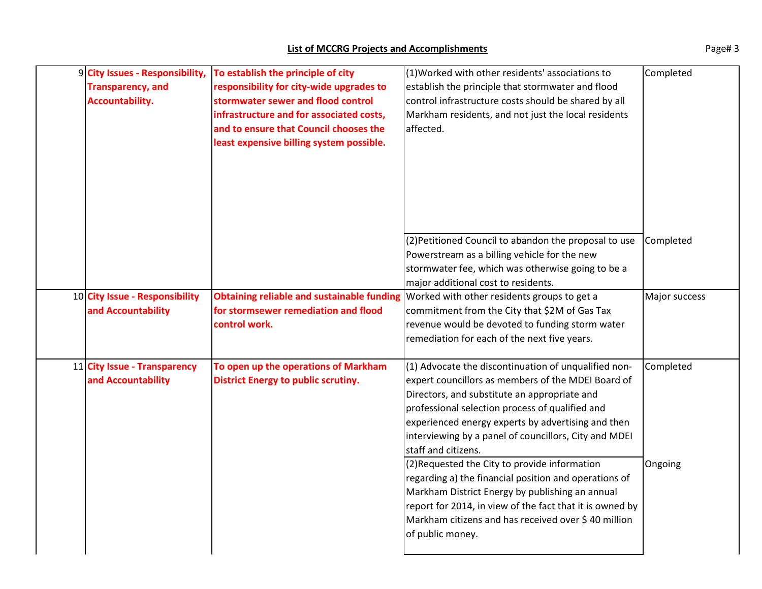## List of MCCRG Projects and Accomplishments

| # | Issue | Objective | Actions | Status |
|---|---|---|---|---|
| 9 | **City Issues - Responsibility, Transparency, and Accountability.** | **To establish the principle of city responsibility for city-wide upgrades to stormwater sewer and flood control infrastructure and for associated costs, and to ensure that Council chooses the least expensive billing system possible.** | (1)Worked with other residents' associations to establish the principle that stormwater and flood control infrastructure costs should be shared by all Markham residents, and not just the local residents affected. | Completed |
| | | | (2)Petitioned Council to abandon the proposal to use Powerstream as a billing vehicle for the new stormwater fee, which was otherwise going to be a major additional cost to residents. | Completed |
| 10 | **City Issue - Responsibility and Accountability** | **Obtaining reliable and sustainable funding for stormsewer remediation and flood control work.** | Worked with other residents groups to get a commitment from the City that $2M of Gas Tax revenue would be devoted to funding storm water remediation for each of the next five years. | Major success |
| 11 | **City Issue - Transparency and Accountability** | **To open up the operations of Markham District Energy to public scrutiny.** | (1) Advocate the discontinuation of unqualified non-expert councillors as members of the MDEI Board of Directors, and substitute an appropriate and professional selection process of qualified and experienced energy experts by advertising and then interviewing by a panel of councillors, City and MDEI staff and citizens. | Completed |
| | | | (2)Requested the City to provide information regarding a) the financial position and operations of Markham District Energy by publishing an annual report for 2014, in view of the fact that it is owned by Markham citizens and has received over $ 40 million of public money. | Ongoing |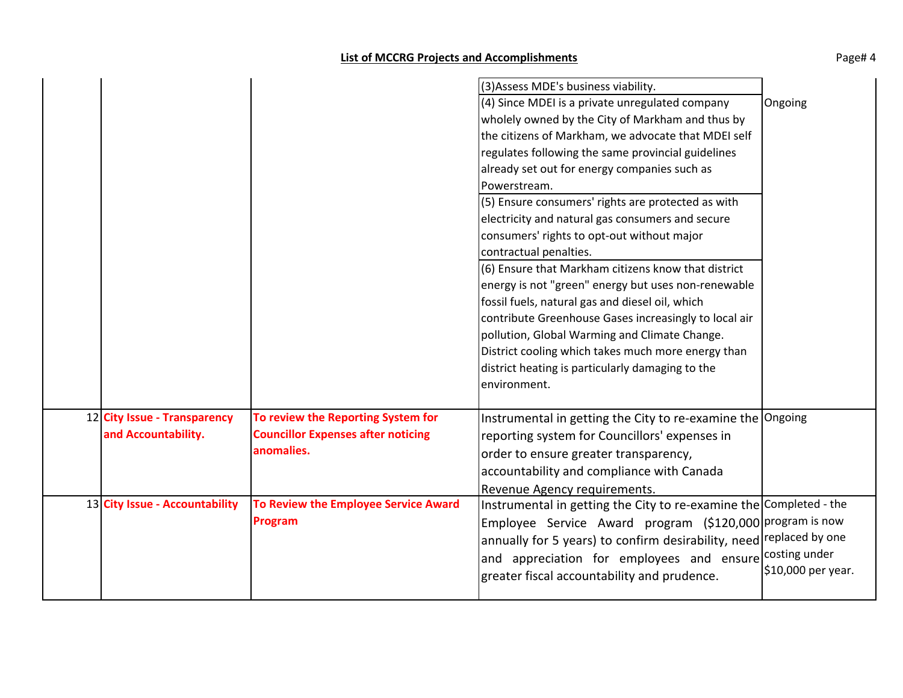## List of MCCRG Projects and Accomplishments

| | | | | |
|---|---|---|---|---|
| | | | (3)Assess MDE's business viability.<br>(4) Since MDEI is a private unregulated company wholely owned by the City of Markham and thus by the citizens of Markham, we advocate that MDEI self regulates following the same provincial guidelines already set out for energy companies such as Powerstream.<br>(5) Ensure consumers' rights are protected as with electricity and natural gas consumers and secure consumers' rights to opt-out without major contractual penalties.<br>(6) Ensure that Markham citizens know that district energy is not "green" energy but uses non-renewable fossil fuels, natural gas and diesel oil, which contribute Greenhouse Gases increasingly to local air pollution, Global Warming and Climate Change. District cooling which takes much more energy than district heating is particularly damaging to the environment. | Ongoing |
| 12 | **City Issue - Transparency and Accountability.** | **To review the Reporting System for Councillor Expenses after noticing anomalies.** | Instrumental in getting the City to re-examine the reporting system for Councillors' expenses in order to ensure greater transparency, accountability and compliance with Canada Revenue Agency requirements. | Ongoing |
| 13 | **City Issue - Accountability** | **To Review the Employee Service Award Program** | Instrumental in getting the City to re-examine the Employee Service Award program ($120,000 annually for 5 years) to confirm desirability, need and appreciation for employees and ensure greater fiscal accountability and prudence. | Completed - the program is now replaced by one costing under $10,000 per year. |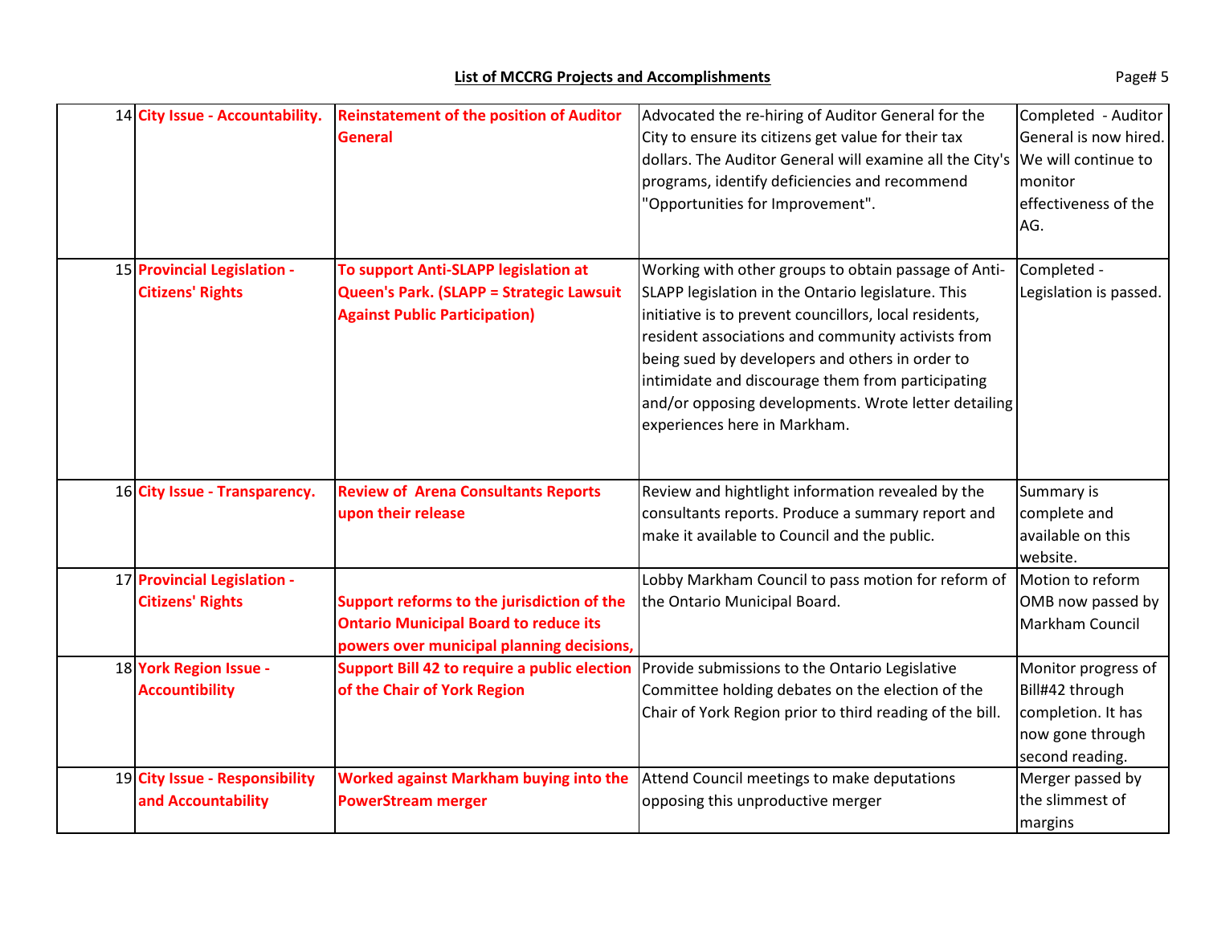**List of MCCRG Projects and Accomplishments**

| | | | | |
|---|---|---|---|---|
| 14 | **City Issue - Accountability.** | **Reinstatement of the position of Auditor General** | Advocated the re-hiring of Auditor General for the City to ensure its citizens get value for their tax dollars. The Auditor General will examine all the City's programs, identify deficiencies and recommend "Opportunities for Improvement". | Completed - Auditor General is now hired. We will continue to monitor effectiveness of the AG. |
| 15 | **Provincial Legislation - Citizens' Rights** | **To support Anti-SLAPP legislation at Queen's Park. (SLAPP = Strategic Lawsuit Against Public Participation)** | Working with other groups to obtain passage of Anti-SLAPP legislation in the Ontario legislature. This initiative is to prevent councillors, local residents, resident associations and community activists from being sued by developers and others in order to intimidate and discourage them from participating and/or opposing developments. Wrote letter detailing experiences here in Markham. | Completed - Legislation is passed. |
| 16 | **City Issue - Transparency.** | **Review of Arena Consultants Reports upon their release** | Review and hightlight information revealed by the consultants reports. Produce a summary report and make it available to Council and the public. | Summary is complete and available on this website. |
| 17 | **Provincial Legislation - Citizens' Rights** | **Support reforms to the jurisdiction of the Ontario Municipal Board to reduce its powers over municipal planning decisions,** | Lobby Markham Council to pass motion for reform of the Ontario Municipal Board. | Motion to reform OMB now passed by Markham Council |
| 18 | **York Region Issue - Accountibility** | **Support Bill 42 to require a public election of the Chair of York Region** | Provide submissions to the Ontario Legislative Committee holding debates on the election of the Chair of York Region prior to third reading of the bill. | Monitor progress of Bill#42 through completion. It has now gone through second reading. |
| 19 | **City Issue - Responsibility and Accountability** | **Worked against Markham buying into the PowerStream merger** | Attend Council meetings to make deputations opposing this unproductive merger | Merger passed by the slimmest of margins |